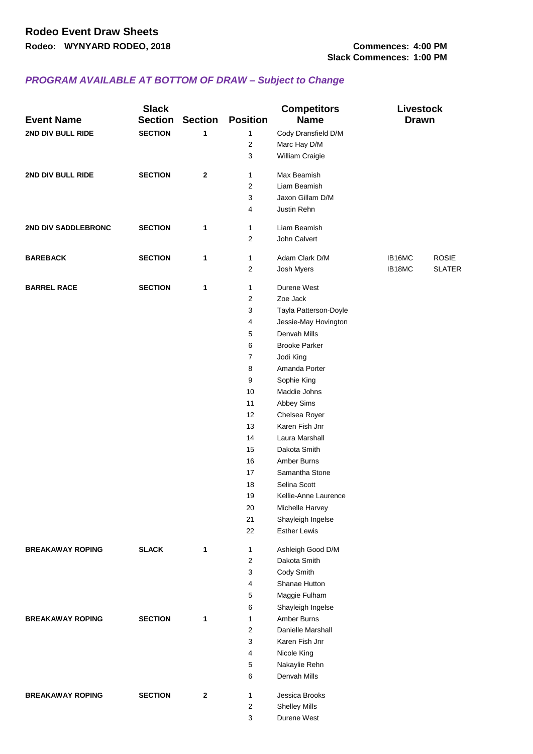# Rodeo Event Draw Sheets

**Rodeo: WYNYARD RODEO, 2018**

**Commences: 4:00 PM**
**Slack Commences: 1:00 PM**

***PROGRAM AVAILABLE AT BOTTOM OF DRAW – Subject to Change***

| Event Name | Slack Section | Section | Position | Competitors Name | Livestock Drawn | |
|---|---|---|---|---|---|---|
| **2ND DIV BULL RIDE** | **SECTION** | **1** | 1 | Cody Dransfield D/M | | |
| | | | 2 | Marc Hay D/M | | |
| | | | 3 | William Craigie | | |
| **2ND DIV BULL RIDE** | **SECTION** | **2** | 1 | Max Beamish | | |
| | | | 2 | Liam Beamish | | |
| | | | 3 | Jaxon Gillam D/M | | |
| | | | 4 | Justin Rehn | | |
| **2ND DIV SADDLEBRONC** | **SECTION** | **1** | 1 | Liam Beamish | | |
| | | | 2 | John Calvert | | |
| **BAREBACK** | **SECTION** | **1** | 1 | Adam Clark D/M | IB16MC | ROSIE |
| | | | 2 | Josh Myers | IB18MC | SLATER |
| **BARREL RACE** | **SECTION** | **1** | 1 | Durene West | | |
| | | | 2 | Zoe Jack | | |
| | | | 3 | Tayla Patterson-Doyle | | |
| | | | 4 | Jessie-May Hovington | | |
| | | | 5 | Denvah Mills | | |
| | | | 6 | Brooke Parker | | |
| | | | 7 | Jodi King | | |
| | | | 8 | Amanda Porter | | |
| | | | 9 | Sophie King | | |
| | | | 10 | Maddie Johns | | |
| | | | 11 | Abbey Sims | | |
| | | | 12 | Chelsea Royer | | |
| | | | 13 | Karen Fish Jnr | | |
| | | | 14 | Laura Marshall | | |
| | | | 15 | Dakota Smith | | |
| | | | 16 | Amber Burns | | |
| | | | 17 | Samantha Stone | | |
| | | | 18 | Selina Scott | | |
| | | | 19 | Kellie-Anne Laurence | | |
| | | | 20 | Michelle Harvey | | |
| | | | 21 | Shayleigh Ingelse | | |
| | | | 22 | Esther Lewis | | |
| **BREAKAWAY ROPING** | **SLACK** | **1** | 1 | Ashleigh Good D/M | | |
| | | | 2 | Dakota Smith | | |
| | | | 3 | Cody Smith | | |
| | | | 4 | Shanae Hutton | | |
| | | | 5 | Maggie Fulham | | |
| | | | 6 | Shayleigh Ingelse | | |
| **BREAKAWAY ROPING** | **SECTION** | **1** | 1 | Amber Burns | | |
| | | | 2 | Danielle Marshall | | |
| | | | 3 | Karen Fish Jnr | | |
| | | | 4 | Nicole King | | |
| | | | 5 | Nakaylie Rehn | | |
| | | | 6 | Denvah Mills | | |
| **BREAKAWAY ROPING** | **SECTION** | **2** | 1 | Jessica Brooks | | |
| | | | 2 | Shelley Mills | | |
| | | | 3 | Durene West | | |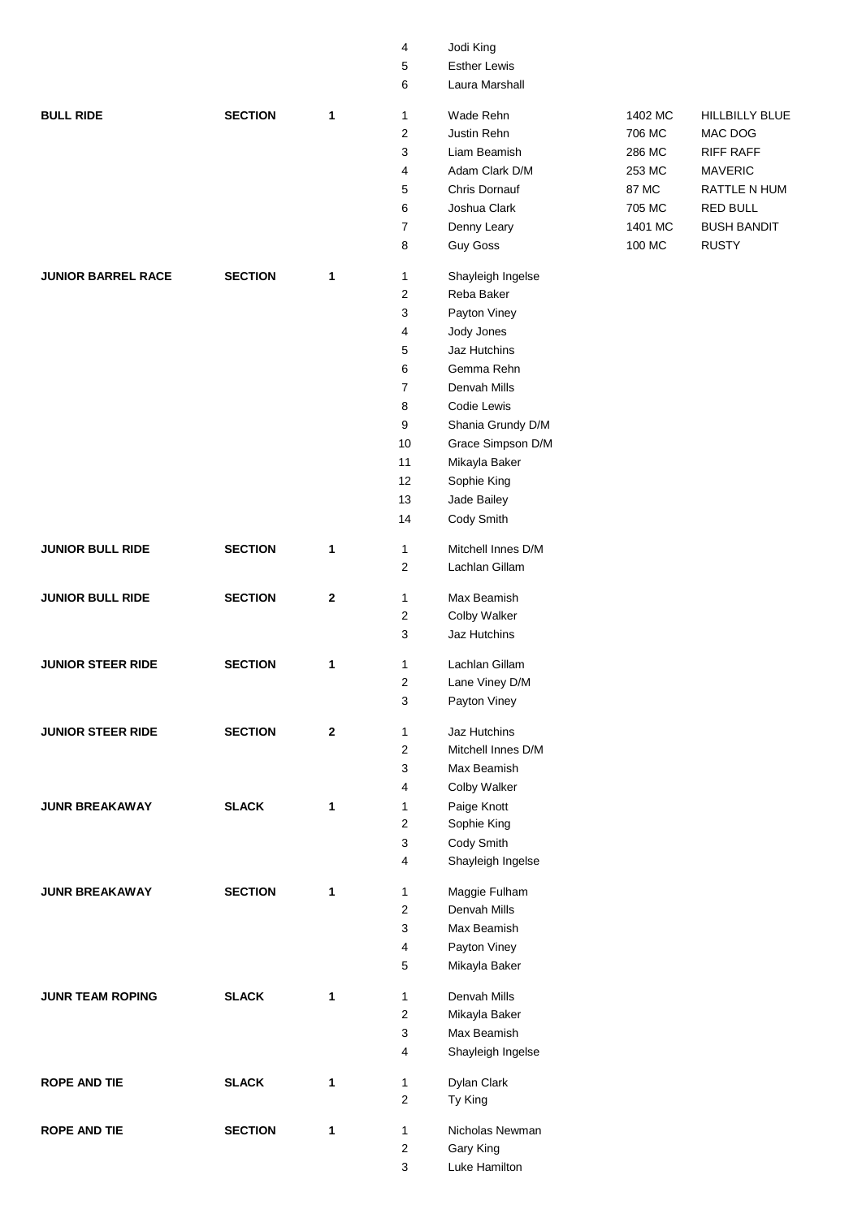| Event | Type | Section | Position | Name | Number | Animal |
|---|---|---|---|---|---|---|
| | | | 4 | Jodi King | | |
| | | | 5 | Esther Lewis | | |
| | | | 6 | Laura Marshall | | |
| **BULL RIDE** | **SECTION** | **1** | 1 | Wade Rehn | 1402 MC | HILLBILLY BLUE |
| | | | 2 | Justin Rehn | 706 MC | MAC DOG |
| | | | 3 | Liam Beamish | 286 MC | RIFF RAFF |
| | | | 4 | Adam Clark D/M | 253 MC | MAVERIC |
| | | | 5 | Chris Dornauf | 87 MC | RATTLE N HUM |
| | | | 6 | Joshua Clark | 705 MC | RED BULL |
| | | | 7 | Denny Leary | 1401 MC | BUSH BANDIT |
| | | | 8 | Guy Goss | 100 MC | RUSTY |
| **JUNIOR BARREL RACE** | **SECTION** | **1** | 1 | Shayleigh Ingelse | | |
| | | | 2 | Reba Baker | | |
| | | | 3 | Payton Viney | | |
| | | | 4 | Jody Jones | | |
| | | | 5 | Jaz Hutchins | | |
| | | | 6 | Gemma Rehn | | |
| | | | 7 | Denvah Mills | | |
| | | | 8 | Codie Lewis | | |
| | | | 9 | Shania Grundy D/M | | |
| | | | 10 | Grace Simpson D/M | | |
| | | | 11 | Mikayla Baker | | |
| | | | 12 | Sophie King | | |
| | | | 13 | Jade Bailey | | |
| | | | 14 | Cody Smith | | |
| **JUNIOR BULL RIDE** | **SECTION** | **1** | 1 | Mitchell Innes D/M | | |
| | | | 2 | Lachlan Gillam | | |
| **JUNIOR BULL RIDE** | **SECTION** | **2** | 1 | Max Beamish | | |
| | | | 2 | Colby Walker | | |
| | | | 3 | Jaz Hutchins | | |
| **JUNIOR STEER RIDE** | **SECTION** | **1** | 1 | Lachlan Gillam | | |
| | | | 2 | Lane Viney D/M | | |
| | | | 3 | Payton Viney | | |
| **JUNIOR STEER RIDE** | **SECTION** | **2** | 1 | Jaz Hutchins | | |
| | | | 2 | Mitchell Innes D/M | | |
| | | | 3 | Max Beamish | | |
| | | | 4 | Colby Walker | | |
| **JUNR BREAKAWAY** | **SLACK** | **1** | 1 | Paige Knott | | |
| | | | 2 | Sophie King | | |
| | | | 3 | Cody Smith | | |
| | | | 4 | Shayleigh Ingelse | | |
| **JUNR BREAKAWAY** | **SECTION** | **1** | 1 | Maggie Fulham | | |
| | | | 2 | Denvah Mills | | |
| | | | 3 | Max Beamish | | |
| | | | 4 | Payton Viney | | |
| | | | 5 | Mikayla Baker | | |
| **JUNR TEAM ROPING** | **SLACK** | **1** | 1 | Denvah Mills | | |
| | | | 2 | Mikayla Baker | | |
| | | | 3 | Max Beamish | | |
| | | | 4 | Shayleigh Ingelse | | |
| **ROPE AND TIE** | **SLACK** | **1** | 1 | Dylan Clark | | |
| | | | 2 | Ty King | | |
| **ROPE AND TIE** | **SECTION** | **1** | 1 | Nicholas Newman | | |
| | | | 2 | Gary King | | |
| | | | 3 | Luke Hamilton | | |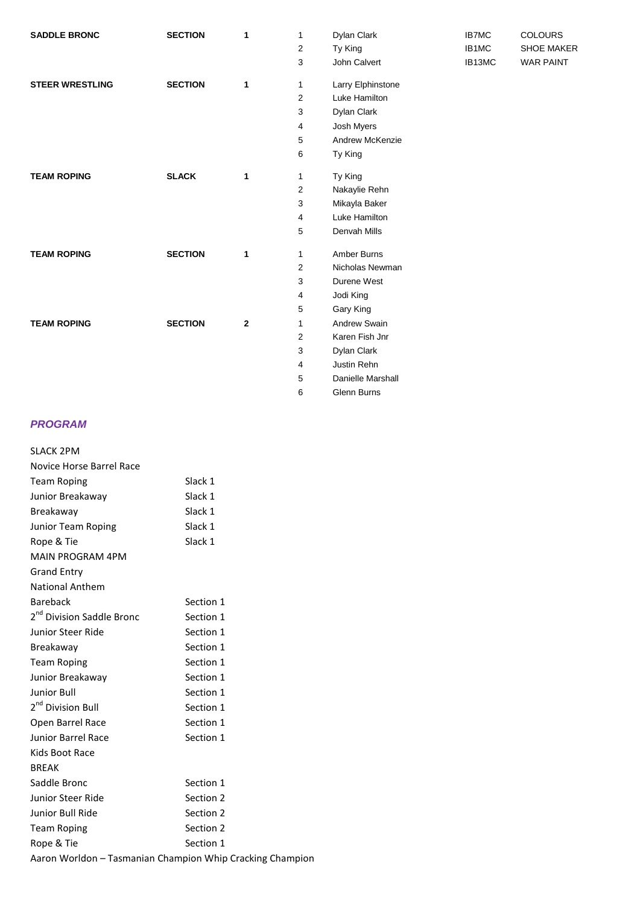| Event | Type | No. | Place | Name | | |
|---|---|---|---|---|---|---|
| **SADDLE BRONC** | **SECTION** | **1** | 1 | Dylan Clark | IB7MC | COLOURS |
| | | | 2 | Ty King | IB1MC | SHOE MAKER |
| | | | 3 | John Calvert | IB13MC | WAR PAINT |
| **STEER WRESTLING** | **SECTION** | **1** | 1 | Larry Elphinstone | | |
| | | | 2 | Luke Hamilton | | |
| | | | 3 | Dylan Clark | | |
| | | | 4 | Josh Myers | | |
| | | | 5 | Andrew McKenzie | | |
| | | | 6 | Ty King | | |
| **TEAM ROPING** | **SLACK** | **1** | 1 | Ty King | | |
| | | | 2 | Nakaylie Rehn | | |
| | | | 3 | Mikayla Baker | | |
| | | | 4 | Luke Hamilton | | |
| | | | 5 | Denvah Mills | | |
| **TEAM ROPING** | **SECTION** | **1** | 1 | Amber Burns | | |
| | | | 2 | Nicholas Newman | | |
| | | | 3 | Durene West | | |
| | | | 4 | Jodi King | | |
| | | | 5 | Gary King | | |
| **TEAM ROPING** | **SECTION** | **2** | 1 | Andrew Swain | | |
| | | | 2 | Karen Fish Jnr | | |
| | | | 3 | Dylan Clark | | |
| | | | 4 | Justin Rehn | | |
| | | | 5 | Danielle Marshall | | |
| | | | 6 | Glenn Burns | | |

## *PROGRAM*

| | |
|---|---|
| SLACK 2PM | |
| Novice Horse Barrel Race | |
| Team Roping | Slack 1 |
| Junior Breakaway | Slack 1 |
| Breakaway | Slack 1 |
| Junior Team Roping | Slack 1 |
| Rope & Tie | Slack 1 |
| MAIN PROGRAM 4PM | |
| Grand Entry | |
| National Anthem | |
| Bareback | Section 1 |
| 2nd Division Saddle Bronc | Section 1 |
| Junior Steer Ride | Section 1 |
| Breakaway | Section 1 |
| Team Roping | Section 1 |
| Junior Breakaway | Section 1 |
| Junior Bull | Section 1 |
| 2nd Division Bull | Section 1 |
| Open Barrel Race | Section 1 |
| Junior Barrel Race | Section 1 |
| Kids Boot Race | |
| BREAK | |
| Saddle Bronc | Section 1 |
| Junior Steer Ride | Section 2 |
| Junior Bull Ride | Section 2 |
| Team Roping | Section 2 |
| Rope & Tie | Section 1 |

Aaron Worldon – Tasmanian Champion Whip Cracking Champion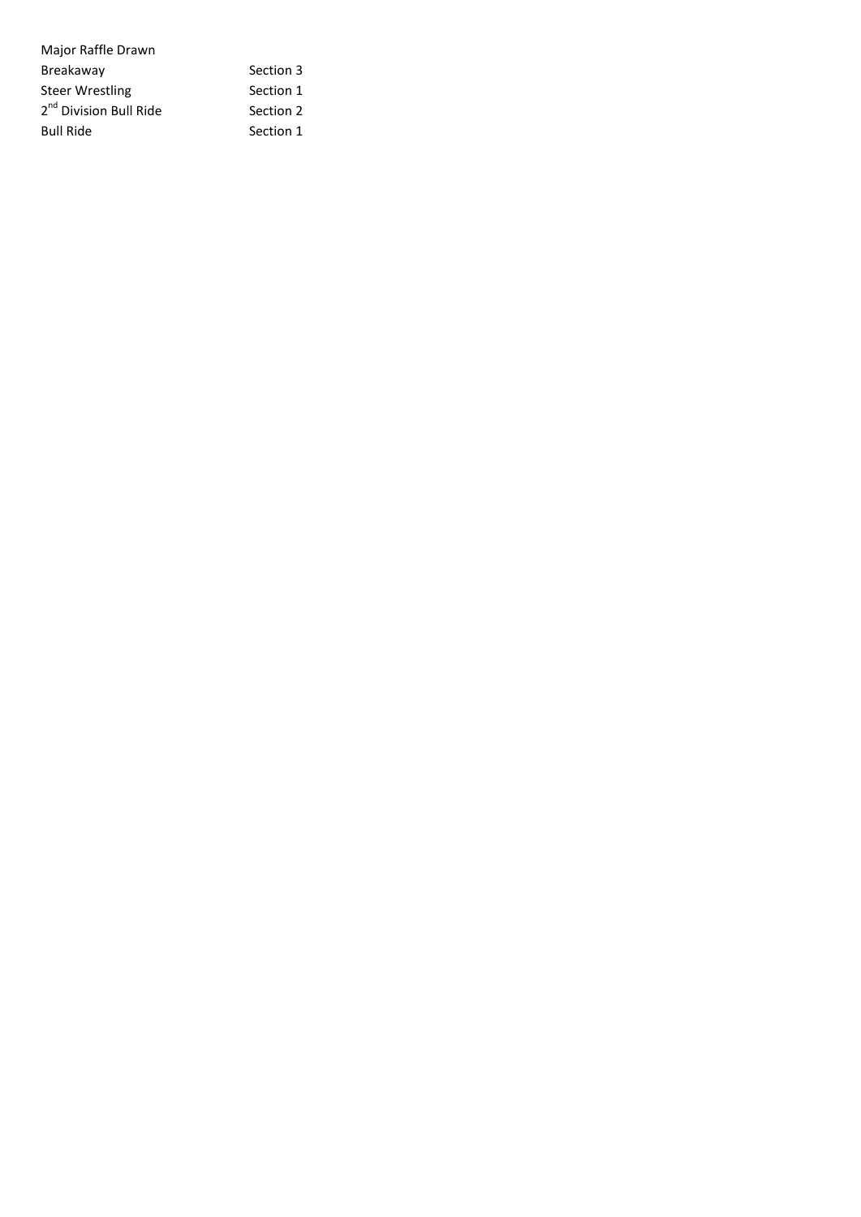| | |
|---|---|
| Major Raffle Drawn | |
| Breakaway | Section 3 |
| Steer Wrestling | Section 1 |
| 2nd Division Bull Ride | Section 2 |
| Bull Ride | Section 1 |